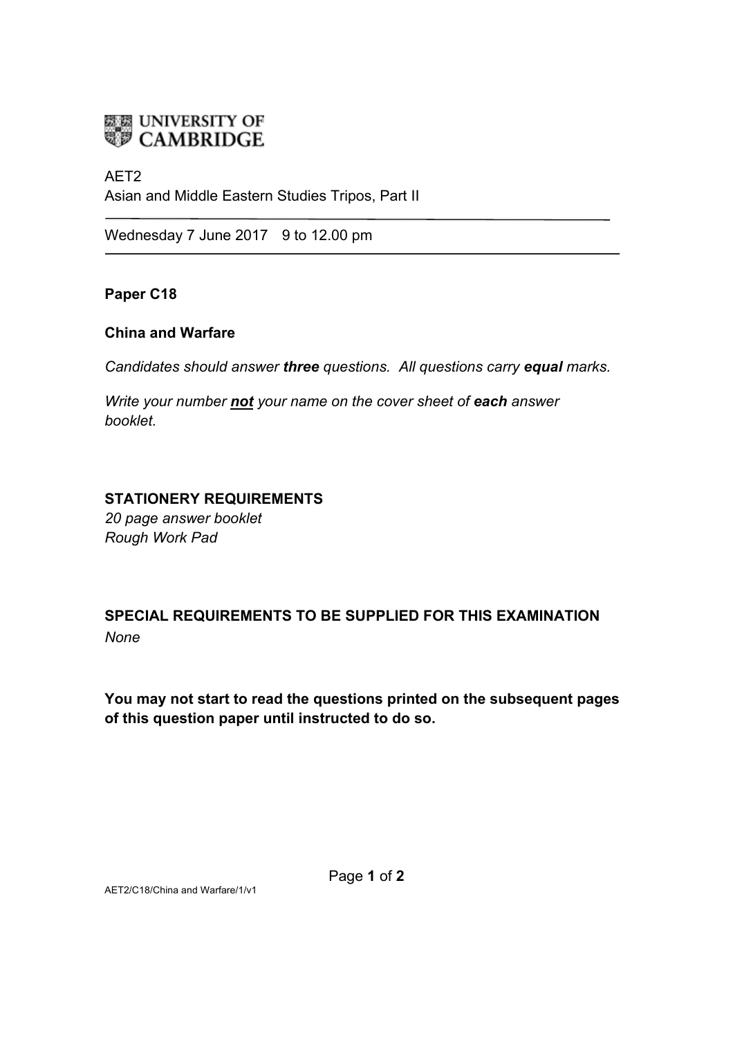UNIVERSITY OF CAMBRIDGE

AET2
Asian and Middle Eastern Studies Tripos, Part II

Wednesday 7 June 2017 9 to 12.00 pm

**Paper C18**

**China and Warfare**

*Candidates should answer* ***three*** *questions. All questions carry* ***equal*** *marks.*

*Write your number* ***not*** *your name on the cover sheet of* ***each*** *answer booklet.*

**STATIONERY REQUIREMENTS**
*20 page answer booklet*
*Rough Work Pad*

**SPECIAL REQUIREMENTS TO BE SUPPLIED FOR THIS EXAMINATION**
*None*

**You may not start to read the questions printed on the subsequent pages of this question paper until instructed to do so.**

AET2/C18/China and Warfare/1/v1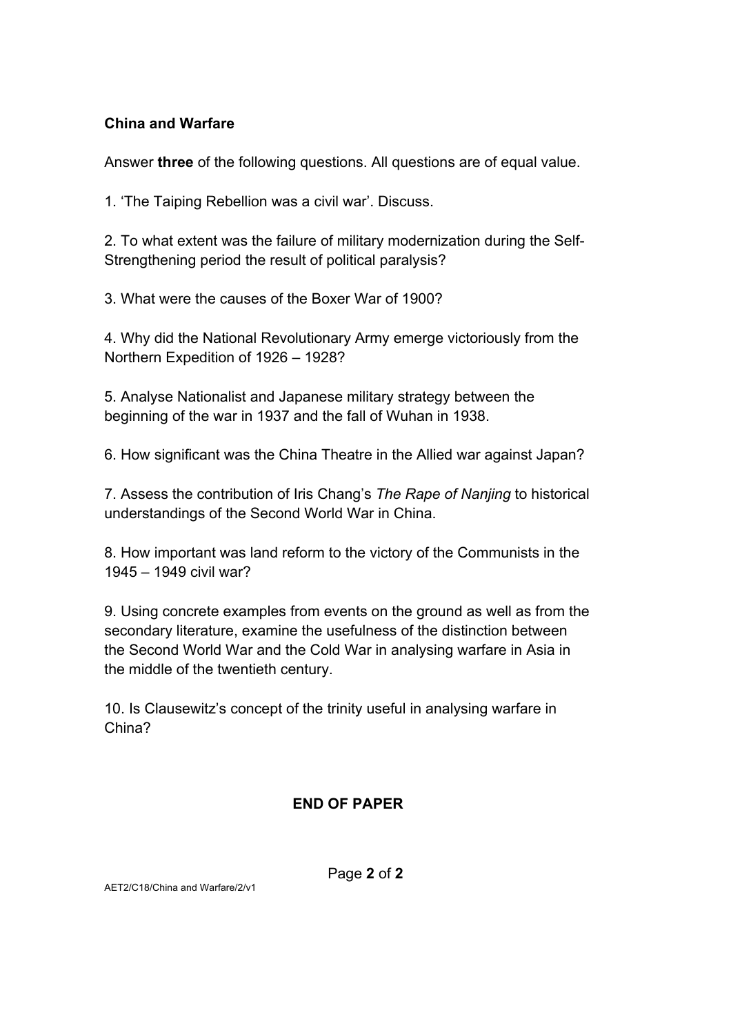**China and Warfare**

Answer **three** of the following questions. All questions are of equal value.

1. 'The Taiping Rebellion was a civil war'. Discuss.

2. To what extent was the failure of military modernization during the Self-Strengthening period the result of political paralysis?

3. What were the causes of the Boxer War of 1900?

4. Why did the National Revolutionary Army emerge victoriously from the Northern Expedition of 1926 – 1928?

5. Analyse Nationalist and Japanese military strategy between the beginning of the war in 1937 and the fall of Wuhan in 1938.

6. How significant was the China Theatre in the Allied war against Japan?

7. Assess the contribution of Iris Chang's *The Rape of Nanjing* to historical understandings of the Second World War in China.

8. How important was land reform to the victory of the Communists in the 1945 – 1949 civil war?

9. Using concrete examples from events on the ground as well as from the secondary literature, examine the usefulness of the distinction between the Second World War and the Cold War in analysing warfare in Asia in the middle of the twentieth century.

10. Is Clausewitz's concept of the trinity useful in analysing warfare in China?

**END OF PAPER**

AET2/C18/China and Warfare/2/v1